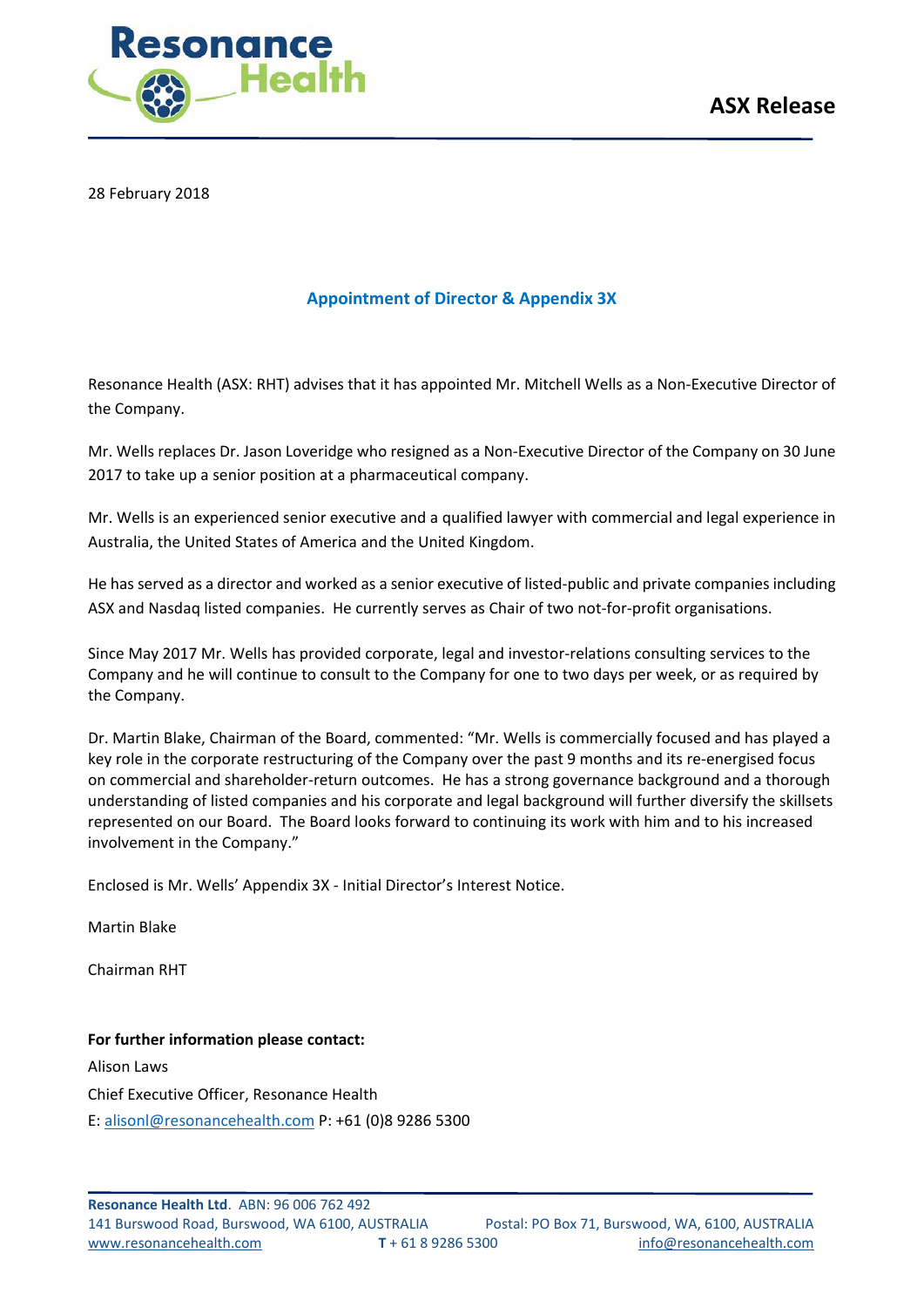**ASX Release**

28 February 2018

## Appointment of Director & Appendix 3X

Resonance Health (ASX: RHT) advises that it has appointed Mr. Mitchell Wells as a Non-Executive Director of the Company.

Mr. Wells replaces Dr. Jason Loveridge who resigned as a Non-Executive Director of the Company on 30 June 2017 to take up a senior position at a pharmaceutical company.

Mr. Wells is an experienced senior executive and a qualified lawyer with commercial and legal experience in Australia, the United States of America and the United Kingdom.

He has served as a director and worked as a senior executive of listed-public and private companies including ASX and Nasdaq listed companies. He currently serves as Chair of two not-for-profit organisations.

Since May 2017 Mr. Wells has provided corporate, legal and investor-relations consulting services to the Company and he will continue to consult to the Company for one to two days per week, or as required by the Company.

Dr. Martin Blake, Chairman of the Board, commented: "Mr. Wells is commercially focused and has played a key role in the corporate restructuring of the Company over the past 9 months and its re-energised focus on commercial and shareholder-return outcomes. He has a strong governance background and a thorough understanding of listed companies and his corporate and legal background will further diversify the skillsets represented on our Board. The Board looks forward to continuing its work with him and to his increased involvement in the Company."

Enclosed is Mr. Wells' Appendix 3X - Initial Director's Interest Notice.

Martin Blake

Chairman RHT

**For further information please contact:**

Alison Laws

Chief Executive Officer, Resonance Health

E: alisonl@resonancehealth.com P: +61 (0)8 9286 5300

**Resonance Health Ltd**. ABN: 96 006 762 492
141 Burswood Road, Burswood, WA 6100, AUSTRALIA Postal: PO Box 71, Burswood, WA, 6100, AUSTRALIA
www.resonancehealth.com **T** + 61 8 9286 5300 info@resonancehealth.com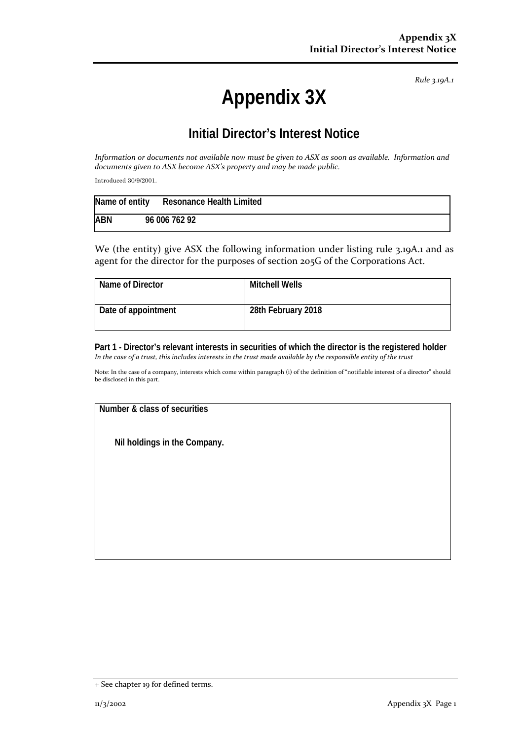*Rule 3.19A.1*

# Appendix 3X

## Initial Director's Interest Notice

*Information or documents not available now must be given to ASX as soon as available. Information and documents given to ASX become ASX's property and may be made public.*

Introduced 30/9/2001.

| Name of entity | Resonance Health Limited |
|---|---|
| ABN | 96 006 762 92 |

We (the entity) give ASX the following information under listing rule 3.19A.1 and as agent for the director for the purposes of section 205G of the Corporations Act.

| Name of Director | Mitchell Wells |
|---|---|
| Date of appointment | 28th February 2018 |

**Part 1 - Director's relevant interests in securities of which the director is the registered holder**
*In the case of a trust, this includes interests in the trust made available by the responsible entity of the trust*

Note: In the case of a company, interests which come within paragraph (i) of the definition of "notifiable interest of a director" should be disclosed in this part.

| Number & class of securities |
|---|
| Nil holdings in the Company. |

+ See chapter 19 for defined terms.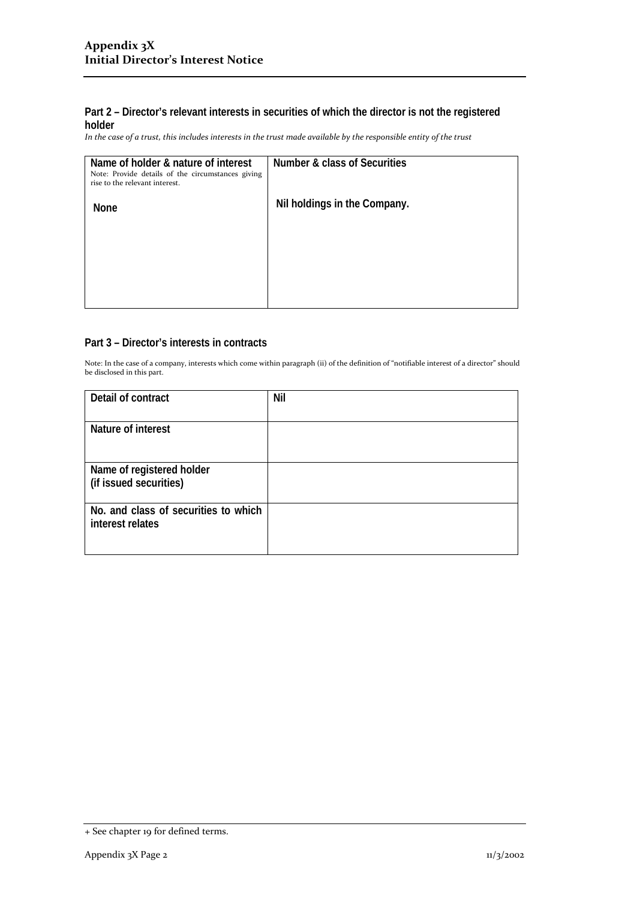## Part 2 – Director's relevant interests in securities of which the director is not the registered holder

*In the case of a trust, this includes interests in the trust made available by the responsible entity of the trust*

| Name of holder & nature of interest<br>Note: Provide details of the circumstances giving rise to the relevant interest. | Number & class of Securities |
|---|---|
| None | Nil holdings in the Company. |

## Part 3 – Director's interests in contracts

Note: In the case of a company, interests which come within paragraph (ii) of the definition of "notifiable interest of a director" should be disclosed in this part.

| | |
|---|---|
| Detail of contract | Nil |
| Nature of interest | |
| Name of registered holder (if issued securities) | |
| No. and class of securities to which interest relates | |

+ See chapter 19 for defined terms.